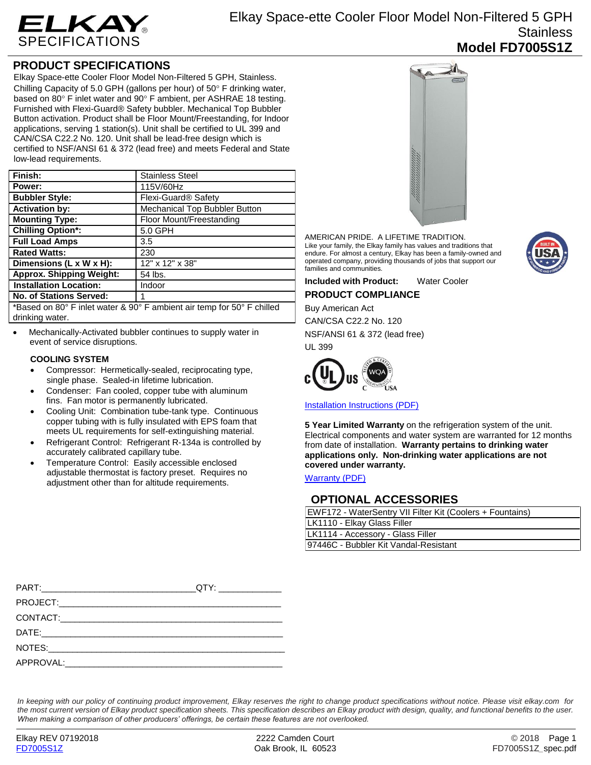# Elkay Space-ette Cooler Floor Model Non-Filtered 5 GPH Stainless

**Model FD7005S1Z**

ELKAY SPECIFICATIONS

## PRODUCT SPECIFICATIONS

Elkay Space-ette Cooler Floor Model Non-Filtered 5 GPH, Stainless. Chilling Capacity of 5.0 GPH (gallons per hour) of 50° F drinking water, based on 80° F inlet water and 90° F ambient, per ASHRAE 18 testing. Furnished with Flexi-Guard® Safety bubbler. Mechanical Top Bubbler Button activation. Product shall be Floor Mount/Freestanding, for Indoor applications, serving 1 station(s). Unit shall be certified to UL 399 and CAN/CSA C22.2 No. 120. Unit shall be lead-free design which is certified to NSF/ANSI 61 & 372 (lead free) and meets Federal and State low-lead requirements.

| | |
|---|---|
| **Finish:** | Stainless Steel |
| **Power:** | 115V/60Hz |
| **Bubbler Style:** | Flexi-Guard® Safety |
| **Activation by:** | Mechanical Top Bubbler Button |
| **Mounting Type:** | Floor Mount/Freestanding |
| **Chilling Option*:** | 5.0 GPH |
| **Full Load Amps** | 3.5 |
| **Rated Watts:** | 230 |
| **Dimensions (L x W x H):** | 12" x 12" x 38" |
| **Approx. Shipping Weight:** | 54 lbs. |
| **Installation Location:** | Indoor |
| **No. of Stations Served:** | 1 |

*Based on 80° F inlet water & 90° F ambient air temp for 50° F chilled drinking water.

- Mechanically-Activated bubbler continues to supply water in event of service disruptions.

### COOLING SYSTEM

- Compressor: Hermetically-sealed, reciprocating type, single phase. Sealed-in lifetime lubrication.
- Condenser: Fan cooled, copper tube with aluminum fins. Fan motor is permanently lubricated.
- Cooling Unit: Combination tube-tank type. Continuous copper tubing with is fully insulated with EPS foam that meets UL requirements for self-extinguishing material.
- Refrigerant Control: Refrigerant R-134a is controlled by accurately calibrated capillary tube.
- Temperature Control: Easily accessible enclosed adjustable thermostat is factory preset. Requires no adjustment other than for altitude requirements.

AMERICAN PRIDE. A LIFETIME TRADITION.
Like your family, the Elkay family has values and traditions that endure. For almost a century, Elkay has been a family-owned and operated company, providing thousands of jobs that support our families and communities.

**Included with Product:** Water Cooler

## PRODUCT COMPLIANCE

Buy American Act

CAN/CSA C22.2 No. 120

NSF/ANSI 61 & 372 (lead free)

UL 399

Installation Instructions (PDF)

**5 Year Limited Warranty** on the refrigeration system of the unit. Electrical components and water system are warranted for 12 months from date of installation. **Warranty pertains to drinking water applications only. Non-drinking water applications are not covered under warranty.**

Warranty (PDF)

## OPTIONAL ACCESSORIES

| |
|---|
| EWF172 - WaterSentry VII Filter Kit (Coolers + Fountains) |
| LK1110 - Elkay Glass Filler |
| LK1114 - Accessory - Glass Filler |
| 97446C - Bubbler Kit Vandal-Resistant |

PART:______________________________QTY: ____________

PROJECT:____________________________________________

CONTACT:____________________________________________

DATE:_______________________________________________

NOTES:______________________________________________

APPROVAL:___________________________________________

*In keeping with our policy of continuing product improvement, Elkay reserves the right to change product specifications without notice. Please visit elkay.com for the most current version of Elkay product specification sheets. This specification describes an Elkay product with design, quality, and functional benefits to the user. When making a comparison of other producers' offerings, be certain these features are not overlooked.*

Elkay REV 07192018
FD7005S1Z

2222 Camden Court
Oak Brook, IL 60523

© 2018
FD7005S1Z_spec.pdf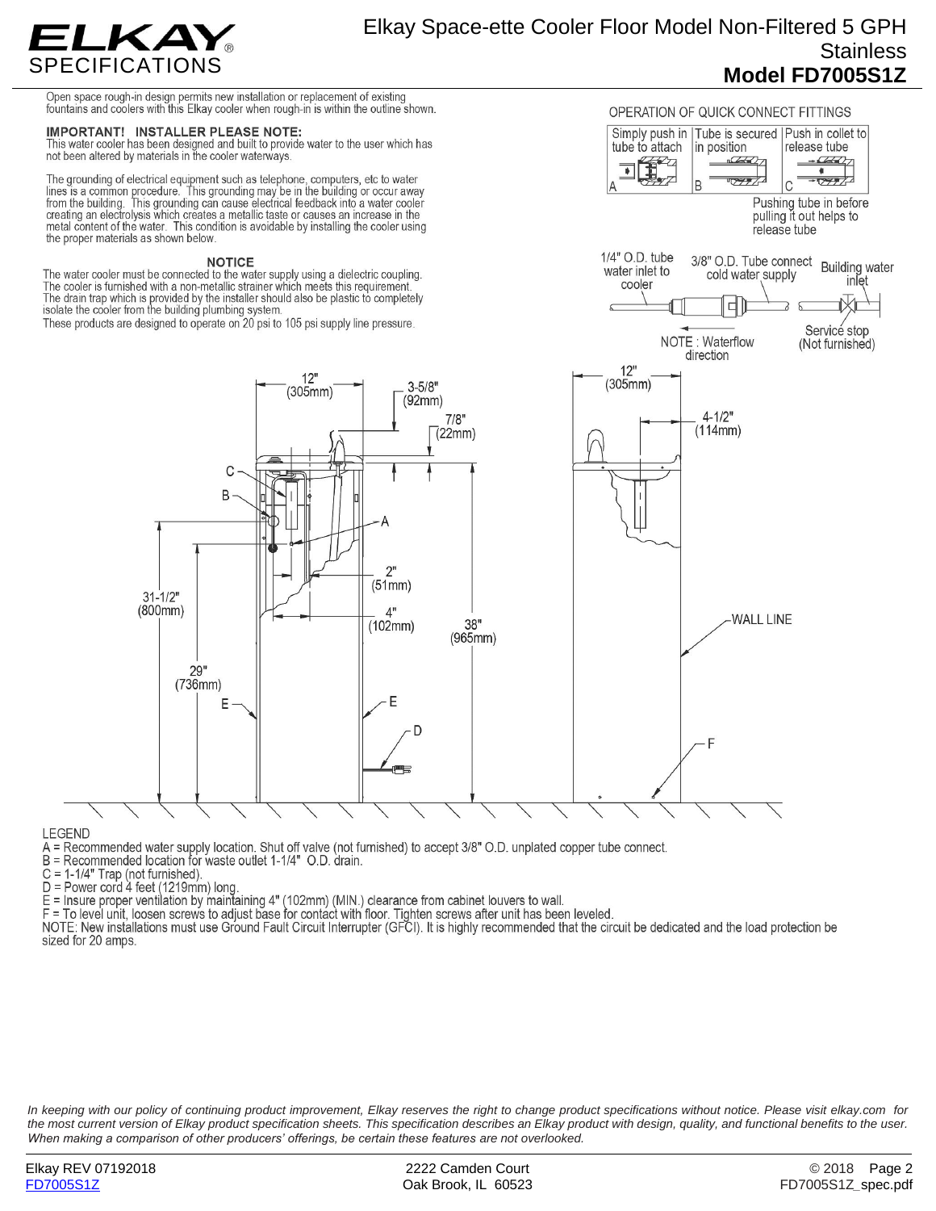# ELKAY SPECIFICATIONS

## Elkay Space-ette Cooler Floor Model Non-Filtered 5 GPH Stainless

**Model FD7005S1Z**

Open space rough-in design permits new installation or replacement of existing fountains and coolers with this Elkay cooler when rough-in is within the outline shown.

**IMPORTANT! INSTALLER PLEASE NOTE:**
This water cooler has been designed and built to provide water to the user which has not been altered by materials in the cooler waterways.

The grounding of electrical equipment such as telephone, computers, etc to water lines is a common procedure. This grounding may be in the building or occur away from the building. This grounding can cause electrical feedback into a water cooler creating an electrolysis which creates a metallic taste or causes an increase in the metal content of the water. This condition is avoidable by installing the cooler using the proper materials as shown below.

**NOTICE**
The water cooler must be connected to the water supply using a dielectric coupling. The cooler is furnished with a non-metallic strainer which meets this requirement. The drain trap which is provided by the installer should also be plastic to completely isolate the cooler from the building plumbing system.
These products are designed to operate on 20 psi to 105 psi supply line pressure.

OPERATION OF QUICK CONNECT FITTINGS

A - Simply push in tube to attach
B - Tube is secured in position
C - Push in collet to release tube

Pushing tube in before pulling it out helps to release tube

1/4" O.D. tube water inlet to cooler
3/8" O.D. Tube connect cold water supply
Building water inlet
Service stop (Not furnished)
NOTE : Waterflow direction

12" (305mm)
3-5/8" (92mm)
7/8" (22mm)
2" (51mm)
4" (102mm)
38" (965mm)
31-1/2" (800mm)
29" (736mm)
12" (305mm)
4-1/2" (114mm)
WALL LINE

LEGEND
A = Recommended water supply location. Shut off valve (not furnished) to accept 3/8" O.D. unplated copper tube connect.
B = Recommended location for waste outlet 1-1/4" O.D. drain.
C = 1-1/4" Trap (not furnished).
D = Power cord 4 feet (1219mm) long.
E = Insure proper ventilation by maintaining 4" (102mm) (MIN.) clearance from cabinet louvers to wall.
F = To level unit, loosen screws to adjust base for contact with floor. Tighten screws after unit has been leveled.
NOTE: New installations must use Ground Fault Circuit Interrupter (GFCI). It is highly recommended that the circuit be dedicated and the load protection be sized for 20 amps.

*In keeping with our policy of continuing product improvement, Elkay reserves the right to change product specifications without notice. Please visit elkay.com for the most current version of Elkay product specification sheets. This specification describes an Elkay product with design, quality, and functional benefits to the user. When making a comparison of other producers' offerings, be certain these features are not overlooked.*

Elkay REV 07192018
FD7005S1Z

2222 Camden Court
Oak Brook, IL 60523

© 2018
FD7005S1Z_spec.pdf